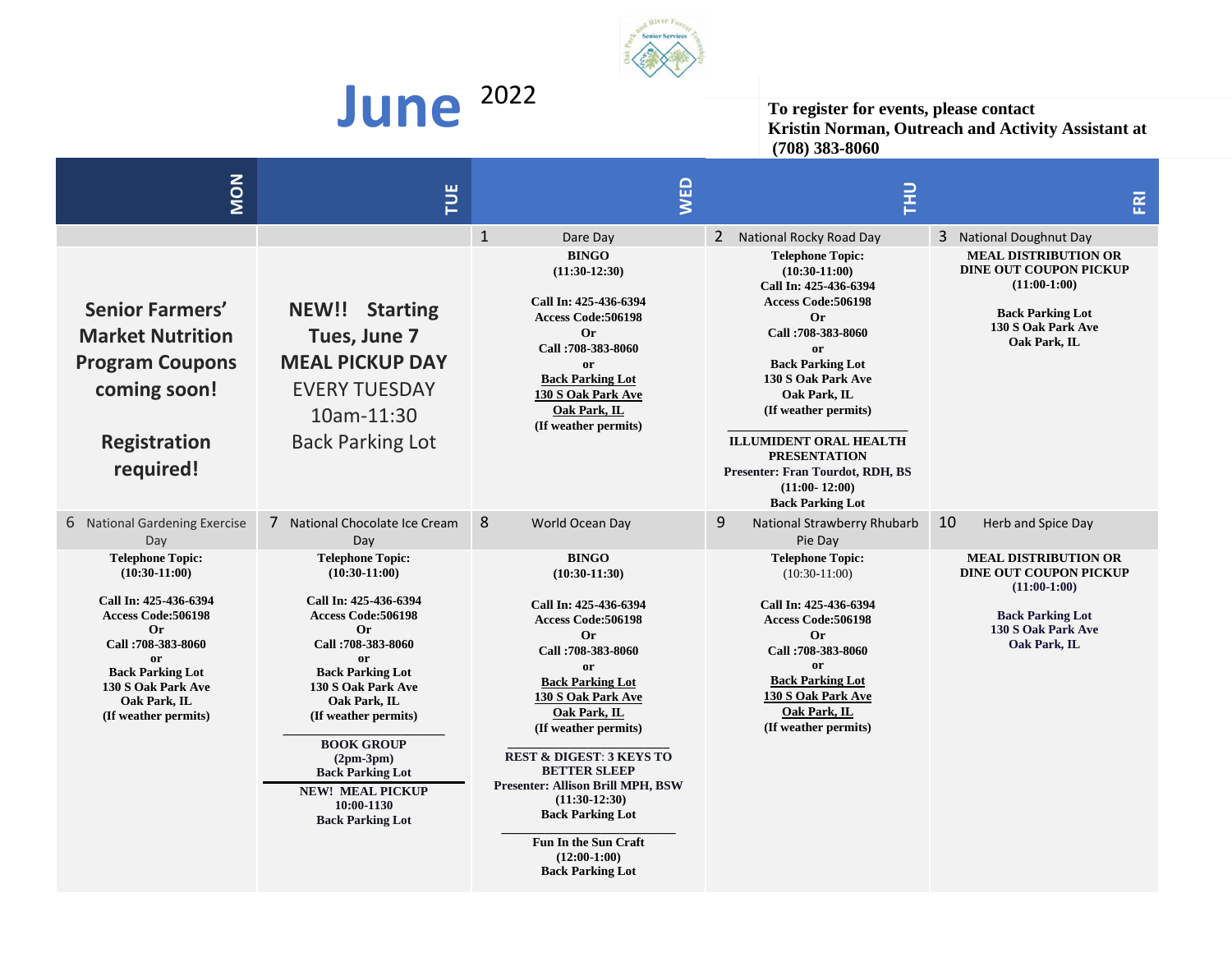# June 2022

**To register for events, please contact Kristin Norman, Outreach and Activity Assistant at (708) 383-8060**

| MON | TUE | WED | THU | FRI |
|---|---|---|---|---|
| | | 1 Dare Day | 2 National Rocky Road Day | 3 National Doughnut Day |
| **Senior Farmers' Market Nutrition Program Coupons coming soon!** <br><br> **Registration required!** | **NEW!! Starting Tues, June 7** <br> **MEAL PICKUP DAY** <br> EVERY TUESDAY <br> 10am-11:30 <br> Back Parking Lot | **BINGO** <br> **(11:30-12:30)** <br><br> **Call In: 425-436-6394** <br> **Access Code:506198** <br> **Or** <br> **Call :708-383-8060** <br> **or** <br> **Back Parking Lot** <br> **130 S Oak Park Ave** <br> **Oak Park, IL** <br> **(If weather permits)** | **Telephone Topic:** <br> **(10:30-11:00)** <br> **Call In: 425-436-6394** <br> **Access Code:506198** <br> **Or** <br> **Call :708-383-8060** <br> **or** <br> **Back Parking Lot** <br> **130 S Oak Park Ave** <br> **Oak Park, IL** <br> **(If weather permits)** <br> ___ <br> **ILLUMIDENT ORAL HEALTH PRESENTATION** <br> **Presenter: Fran Tourdot, RDH, BS** <br> **(11:00- 12:00)** <br> **Back Parking Lot** | **MEAL DISTRIBUTION OR DINE OUT COUPON PICKUP** <br> **(11:00-1:00)** <br><br> **Back Parking Lot** <br> **130 S Oak Park Ave** <br> **Oak Park, IL** |
| 6 National Gardening Exercise Day | 7 National Chocolate Ice Cream Day | 8 World Ocean Day | 9 National Strawberry Rhubarb Pie Day | 10 Herb and Spice Day |
| **Telephone Topic:** <br> **(10:30-11:00)** <br><br> **Call In: 425-436-6394** <br> **Access Code:506198** <br> **Or** <br> **Call :708-383-8060** <br> **or** <br> **Back Parking Lot** <br> **130 S Oak Park Ave** <br> **Oak Park, IL** <br> **(If weather permits)** | **Telephone Topic:** <br> **(10:30-11:00)** <br><br> **Call In: 425-436-6394** <br> **Access Code:506198** <br> **Or** <br> **Call :708-383-8060** <br> **or** <br> **Back Parking Lot** <br> **130 S Oak Park Ave** <br> **Oak Park, IL** <br> **(If weather permits)** <br> ___ <br> **BOOK GROUP** <br> **(2pm-3pm)** <br> **Back Parking Lot** <br> ___ <br> **NEW! MEAL PICKUP** <br> **10:00-1130** <br> **Back Parking Lot** | **BINGO** <br> **(10:30-11:30)** <br><br> **Call In: 425-436-6394** <br> **Access Code:506198** <br> **Or** <br> **Call :708-383-8060** <br> **or** <br> **Back Parking Lot** <br> **130 S Oak Park Ave** <br> **Oak Park, IL** <br> **(If weather permits)** <br> ___ <br> **REST & DIGEST: 3 KEYS TO BETTER SLEEP** <br> **Presenter: Allison Brill MPH, BSW** <br> **(11:30-12:30)** <br> **Back Parking Lot** <br> ___ <br> **Fun In the Sun Craft** <br> **(12:00-1:00)** <br> **Back Parking Lot** | **Telephone Topic:** <br> (10:30-11:00) <br><br> **Call In: 425-436-6394** <br> **Access Code:506198** <br> **Or** <br> **Call :708-383-8060** <br> **or** <br> **Back Parking Lot** <br> **130 S Oak Park Ave** <br> **Oak Park, IL** <br> **(If weather permits)** | **MEAL DISTRIBUTION OR DINE OUT COUPON PICKUP** <br> **(11:00-1:00)** <br><br> **Back Parking Lot** <br> **130 S Oak Park Ave** <br> **Oak Park, IL** |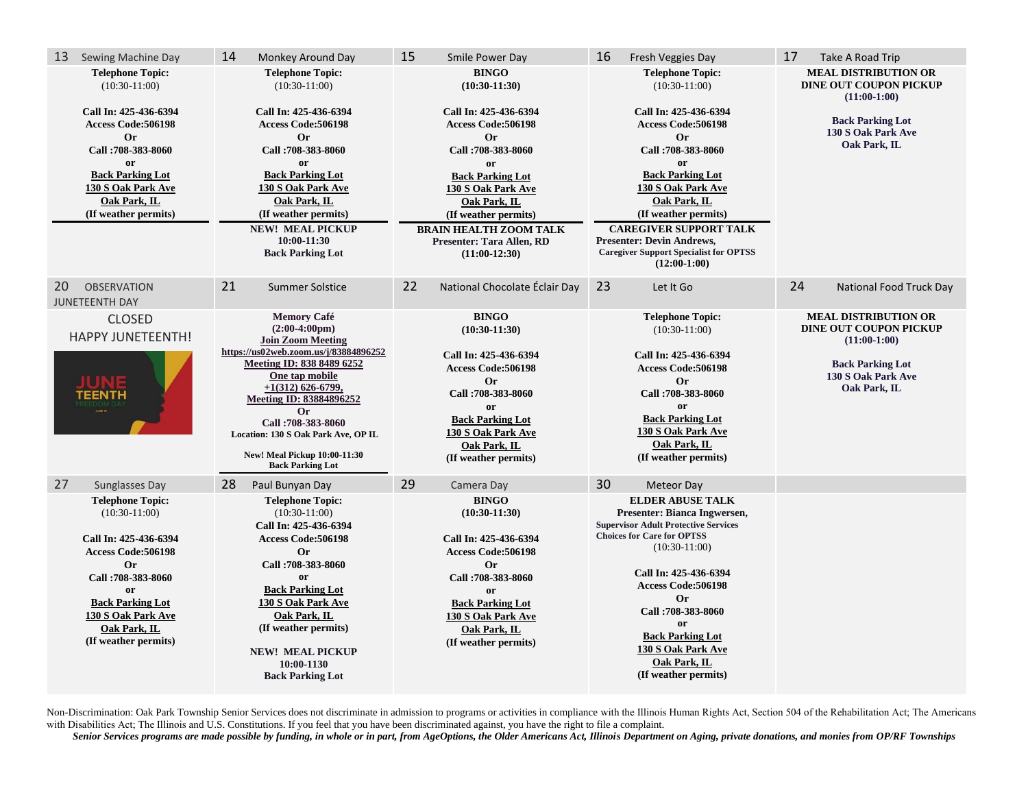| | | | | |
|---|---|---|---|---|
| 13 Sewing Machine Day | 14 Monkey Around Day | 15 Smile Power Day | 16 Fresh Veggies Day | 17 Take A Road Trip |
| **Telephone Topic:** (10:30-11:00)<br><br>**Call In: 425-436-6394**<br>**Access Code:506198**<br>**Or**<br>**Call :708-383-8060**<br>**or**<br>**Back Parking Lot**<br>**130 S Oak Park Ave**<br>**Oak Park, IL**<br>**(If weather permits)** | **Telephone Topic:** (10:30-11:00)<br><br>**Call In: 425-436-6394**<br>**Access Code:506198**<br>**Or**<br>**Call :708-383-8060**<br>**or**<br>**Back Parking Lot**<br>**130 S Oak Park Ave**<br>**Oak Park, IL**<br>**(If weather permits)**<br>**NEW! MEAL PICKUP**<br>**10:00-11:30**<br>**Back Parking Lot** | **BINGO**<br>**(10:30-11:30)**<br><br>**Call In: 425-436-6394**<br>**Access Code:506198**<br>**Or**<br>**Call :708-383-8060**<br>**or**<br>**Back Parking Lot**<br>**130 S Oak Park Ave**<br>**Oak Park, IL**<br>**(If weather permits)**<br>**BRAIN HEALTH ZOOM TALK**<br>**Presenter: Tara Allen, RD**<br>**(11:00-12:30)** | **Telephone Topic:** (10:30-11:00)<br><br>**Call In: 425-436-6394**<br>**Access Code:506198**<br>**Or**<br>**Call :708-383-8060**<br>**or**<br>**Back Parking Lot**<br>**130 S Oak Park Ave**<br>**Oak Park, IL**<br>**(If weather permits)**<br>**CAREGIVER SUPPORT TALK**<br>**Presenter: Devin Andrews,**<br>**Caregiver Support Specialist for OPTSS**<br>**(12:00-1:00)** | **MEAL DISTRIBUTION OR DINE OUT COUPON PICKUP**<br>**(11:00-1:00)**<br><br>**Back Parking Lot**<br>**130 S Oak Park Ave**<br>**Oak Park, IL** |
| 20 OBSERVATION JUNETEENTH DAY | 21 Summer Solstice | 22 National Chocolate Éclair Day | 23 Let It Go | 24 National Food Truck Day |
| CLOSED<br>HAPPY JUNETEENTH! | **Memory Café**<br>**(2:00-4:00pm)**<br>**Join Zoom Meeting**<br>**https://us02web.zoom.us/j/83884896252**<br>**Meeting ID: 838 8489 6252**<br>**One tap mobile**<br>**+1(312) 626-6799,**<br>**Meeting ID: 83884896252**<br>**Or**<br>**Call :708-383-8060**<br>**Location: 130 S Oak Park Ave, OP IL**<br><br>**New! Meal Pickup 10:00-11:30**<br>**Back Parking Lot** | **BINGO**<br>**(10:30-11:30)**<br><br>**Call In: 425-436-6394**<br>**Access Code:506198**<br>**Or**<br>**Call :708-383-8060**<br>**or**<br>**Back Parking Lot**<br>**130 S Oak Park Ave**<br>**Oak Park, IL**<br>**(If weather permits)** | **Telephone Topic:** (10:30-11:00)<br><br>**Call In: 425-436-6394**<br>**Access Code:506198**<br>**Or**<br>**Call :708-383-8060**<br>**or**<br>**Back Parking Lot**<br>**130 S Oak Park Ave**<br>**Oak Park, IL**<br>**(If weather permits)** | **MEAL DISTRIBUTION OR DINE OUT COUPON PICKUP**<br>**(11:00-1:00)**<br><br>**Back Parking Lot**<br>**130 S Oak Park Ave**<br>**Oak Park, IL** |
| 27 Sunglasses Day | 28 Paul Bunyan Day | 29 Camera Day | 30 Meteor Day | |
| **Telephone Topic:** (10:30-11:00)<br><br>**Call In: 425-436-6394**<br>**Access Code:506198**<br>**Or**<br>**Call :708-383-8060**<br>**or**<br>**Back Parking Lot**<br>**130 S Oak Park Ave**<br>**Oak Park, IL**<br>**(If weather permits)** | **Telephone Topic:** (10:30-11:00)<br>**Call In: 425-436-6394**<br>**Access Code:506198**<br>**Or**<br>**Call :708-383-8060**<br>**or**<br>**Back Parking Lot**<br>**130 S Oak Park Ave**<br>**Oak Park, IL**<br>**(If weather permits)**<br><br>**NEW! MEAL PICKUP**<br>**10:00-1130**<br>**Back Parking Lot** | **BINGO**<br>**(10:30-11:30)**<br><br>**Call In: 425-436-6394**<br>**Access Code:506198**<br>**Or**<br>**Call :708-383-8060**<br>**or**<br>**Back Parking Lot**<br>**130 S Oak Park Ave**<br>**Oak Park, IL**<br>**(If weather permits)** | **ELDER ABUSE TALK**<br>**Presenter: Bianca Ingwersen,**<br>**Supervisor Adult Protective Services Choices for Care for OPTSS**<br>(10:30-11:00)<br><br>**Call In: 425-436-6394**<br>**Access Code:506198**<br>**Or**<br>**Call :708-383-8060**<br>**or**<br>**Back Parking Lot**<br>**130 S Oak Park Ave**<br>**Oak Park, IL**<br>**(If weather permits)** | |

Non-Discrimination: Oak Park Township Senior Services does not discriminate in admission to programs or activities in compliance with the Illinois Human Rights Act, Section 504 of the Rehabilitation Act; The Americans with Disabilities Act; The Illinois and U.S. Constitutions. If you feel that you have been discriminated against, you have the right to file a complaint.

***Senior Services programs are made possible by funding, in whole or in part, from AgeOptions, the Older Americans Act, Illinois Department on Aging, private donations, and monies from OP/RF Townships***